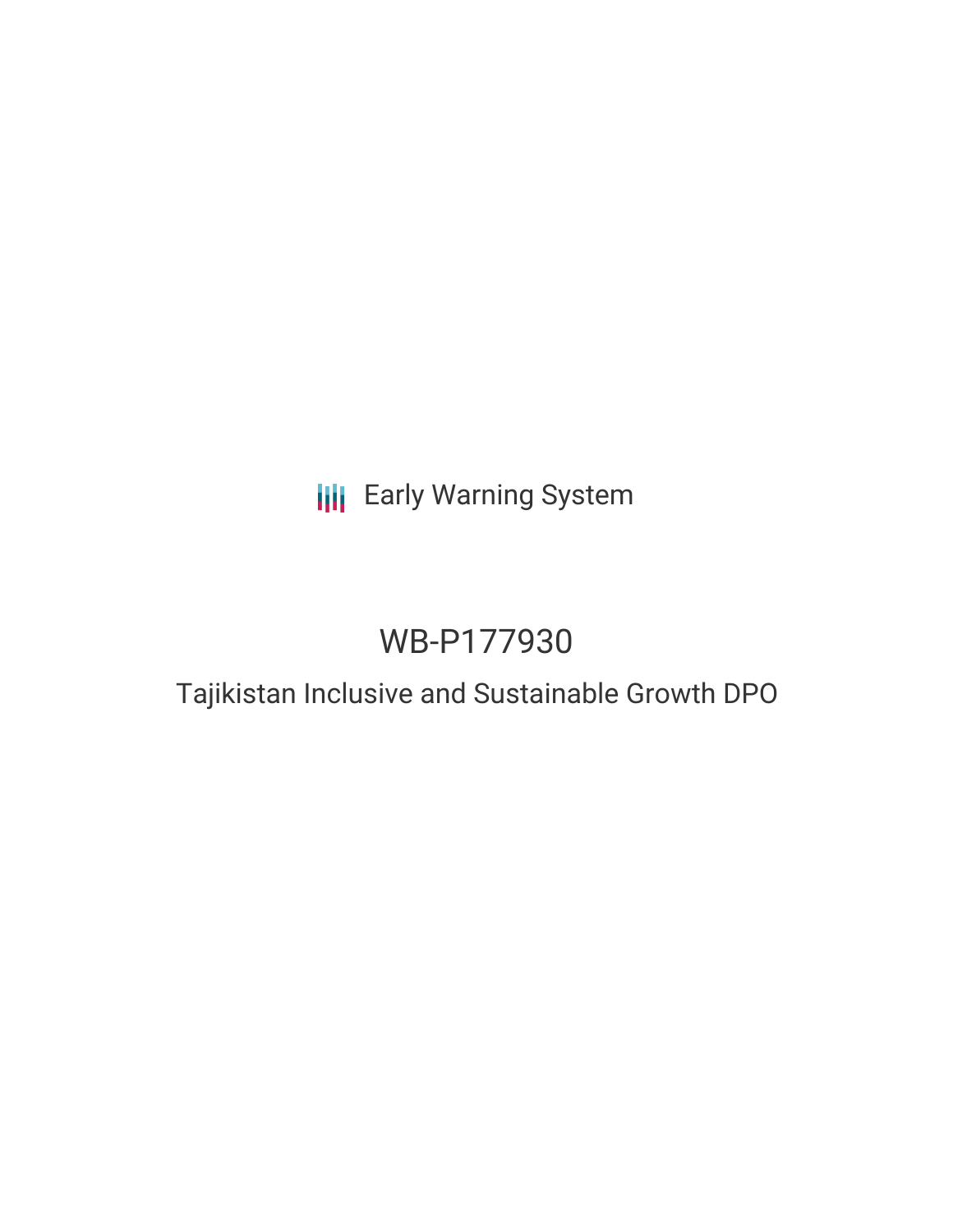Early Warning System

# WB-P177930

## Tajikistan Inclusive and Sustainable Growth DPO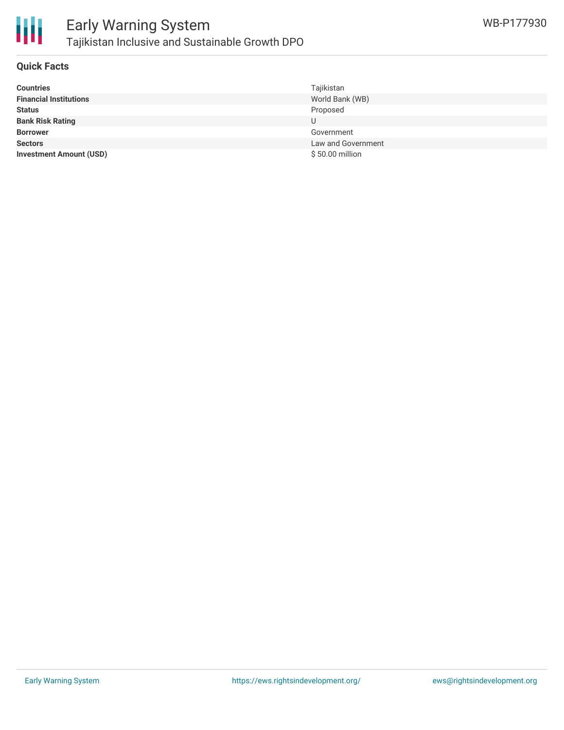## Quick Facts

| | |
|---|---|
| **Countries** | Tajikistan |
| **Financial Institutions** | World Bank (WB) |
| **Status** | Proposed |
| **Bank Risk Rating** | U |
| **Borrower** | Government |
| **Sectors** | Law and Government |
| **Investment Amount (USD)** | $ 50.00 million |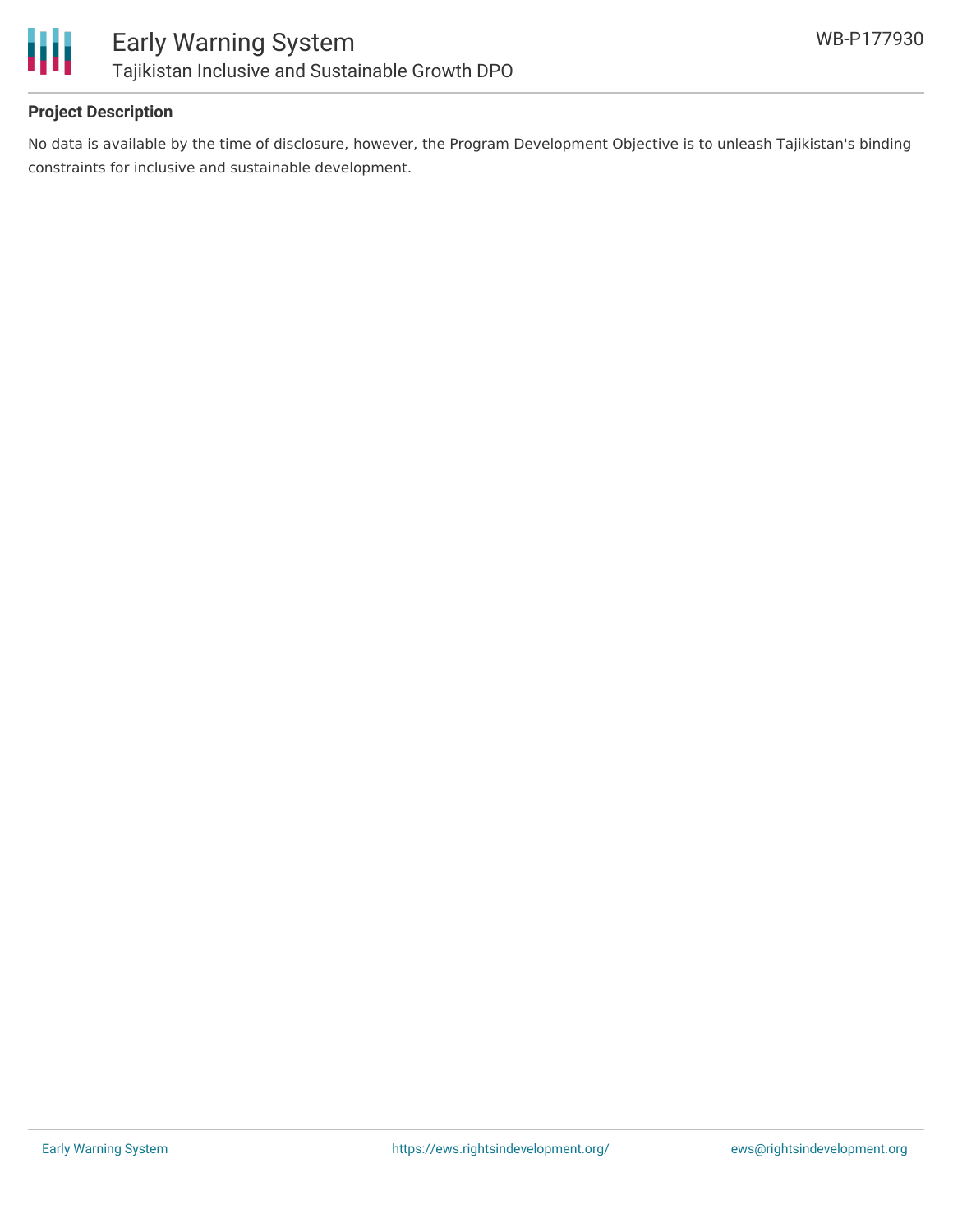## Project Description

No data is available by the time of disclosure, however, the Program Development Objective is to unleash Tajikistan's binding constraints for inclusive and sustainable development.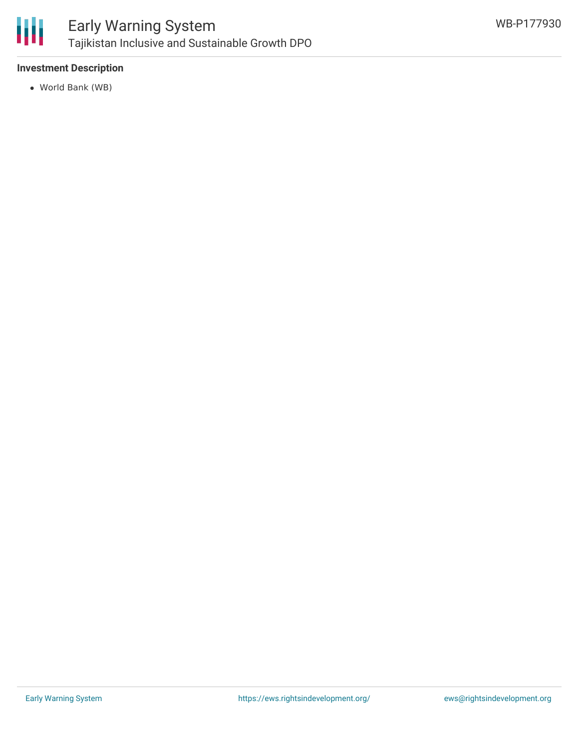**Investment Description**

- World Bank (WB)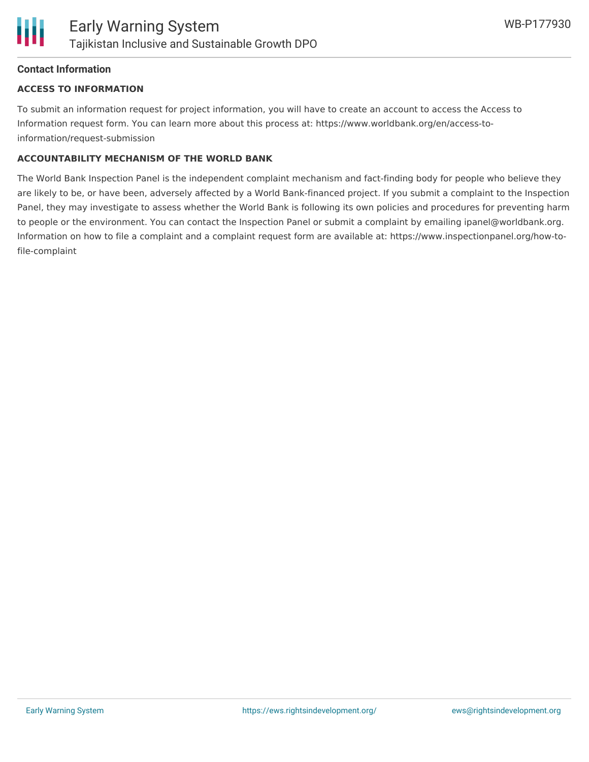## Contact Information

### ACCESS TO INFORMATION

To submit an information request for project information, you will have to create an account to access the Access to Information request form. You can learn more about this process at: https://www.worldbank.org/en/access-to-information/request-submission

### ACCOUNTABILITY MECHANISM OF THE WORLD BANK

The World Bank Inspection Panel is the independent complaint mechanism and fact-finding body for people who believe they are likely to be, or have been, adversely affected by a World Bank-financed project. If you submit a complaint to the Inspection Panel, they may investigate to assess whether the World Bank is following its own policies and procedures for preventing harm to people or the environment. You can contact the Inspection Panel or submit a complaint by emailing ipanel@worldbank.org. Information on how to file a complaint and a complaint request form are available at: https://www.inspectionpanel.org/how-to-file-complaint